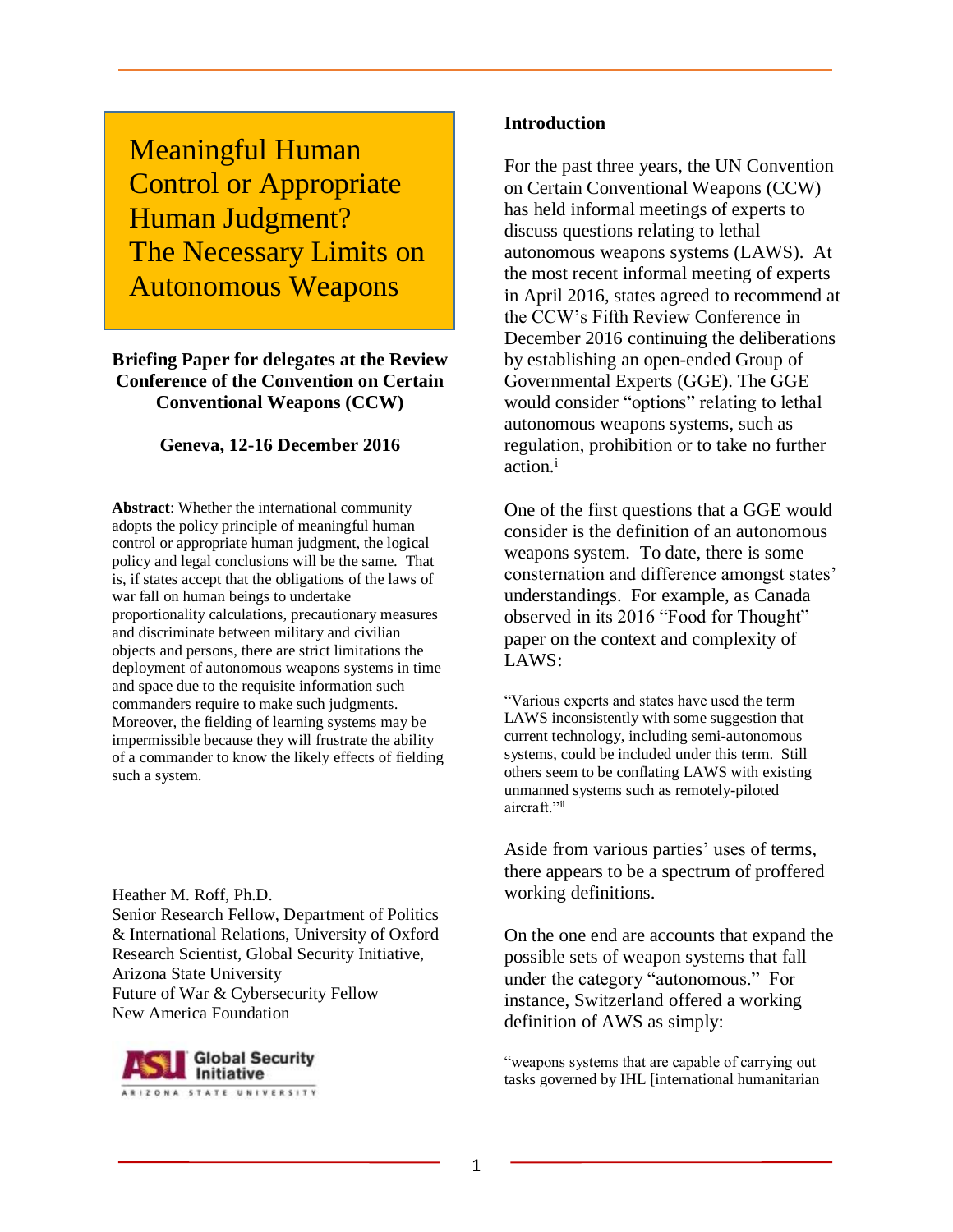# Meaningful Human Control or Appropriate Human Judgment? The Necessary Limits on Autonomous Weapons

**Briefing Paper for delegates at the Review Conference of the Convention on Certain Conventional Weapons (CCW)**

**Geneva, 12-16 December 2016**

**Abstract**: Whether the international community adopts the policy principle of meaningful human control or appropriate human judgment, the logical policy and legal conclusions will be the same. That is, if states accept that the obligations of the laws of war fall on human beings to undertake proportionality calculations, precautionary measures and discriminate between military and civilian objects and persons, there are strict limitations the deployment of autonomous weapons systems in time and space due to the requisite information such commanders require to make such judgments. Moreover, the fielding of learning systems may be impermissible because they will frustrate the ability of a commander to know the likely effects of fielding such a system.

Heather M. Roff, Ph.D.
Senior Research Fellow, Department of Politics & International Relations, University of Oxford
Research Scientist, Global Security Initiative, Arizona State University
Future of War & Cybersecurity Fellow
New America Foundation

ASU Global Security Initiative
ARIZONA STATE UNIVERSITY

**Introduction**

For the past three years, the UN Convention on Certain Conventional Weapons (CCW) has held informal meetings of experts to discuss questions relating to lethal autonomous weapons systems (LAWS). At the most recent informal meeting of experts in April 2016, states agreed to recommend at the CCW's Fifth Review Conference in December 2016 continuing the deliberations by establishing an open-ended Group of Governmental Experts (GGE). The GGE would consider "options" relating to lethal autonomous weapons systems, such as regulation, prohibition or to take no further action.[i]

One of the first questions that a GGE would consider is the definition of an autonomous weapons system. To date, there is some consternation and difference amongst states' understandings. For example, as Canada observed in its 2016 "Food for Thought" paper on the context and complexity of LAWS:

> "Various experts and states have used the term LAWS inconsistently with some suggestion that current technology, including semi-autonomous systems, could be included under this term. Still others seem to be conflating LAWS with existing unmanned systems such as remotely-piloted aircraft."[ii]

Aside from various parties' uses of terms, there appears to be a spectrum of proffered working definitions.

On the one end are accounts that expand the possible sets of weapon systems that fall under the category "autonomous." For instance, Switzerland offered a working definition of AWS as simply:

> "weapons systems that are capable of carrying out tasks governed by IHL [international humanitarian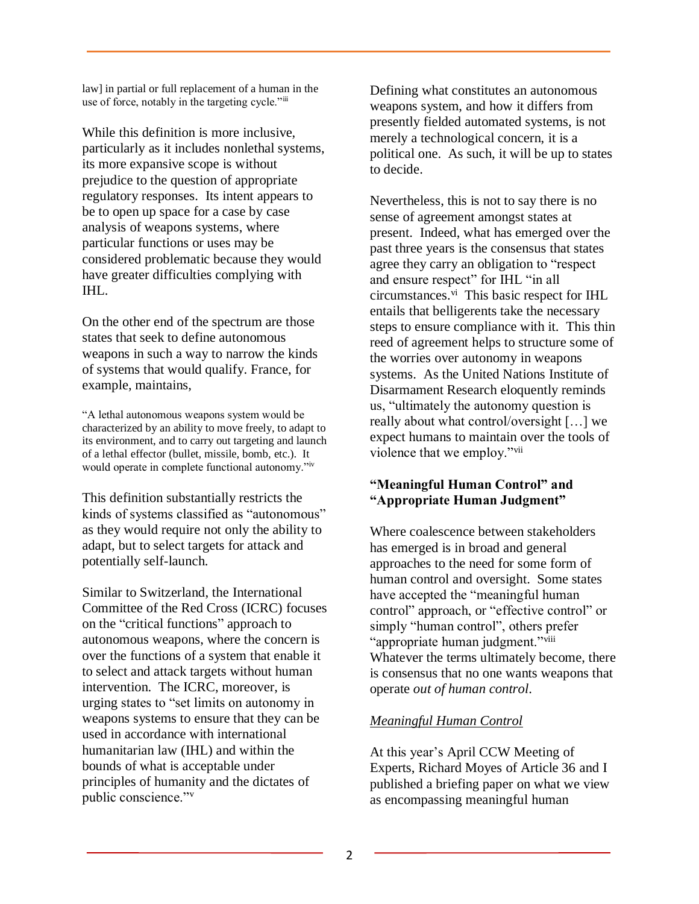law] in partial or full replacement of a human in the use of force, notably in the targeting cycle."[iii]

While this definition is more inclusive, particularly as it includes nonlethal systems, its more expansive scope is without prejudice to the question of appropriate regulatory responses. Its intent appears to be to open up space for a case by case analysis of weapons systems, where particular functions or uses may be considered problematic because they would have greater difficulties complying with IHL.

On the other end of the spectrum are those states that seek to define autonomous weapons in such a way to narrow the kinds of systems that would qualify. France, for example, maintains,

"A lethal autonomous weapons system would be characterized by an ability to move freely, to adapt to its environment, and to carry out targeting and launch of a lethal effector (bullet, missile, bomb, etc.). It would operate in complete functional autonomy."[iv]

This definition substantially restricts the kinds of systems classified as "autonomous" as they would require not only the ability to adapt, but to select targets for attack and potentially self-launch.

Similar to Switzerland, the International Committee of the Red Cross (ICRC) focuses on the "critical functions" approach to autonomous weapons, where the concern is over the functions of a system that enable it to select and attack targets without human intervention. The ICRC, moreover, is urging states to "set limits on autonomy in weapons systems to ensure that they can be used in accordance with international humanitarian law (IHL) and within the bounds of what is acceptable under principles of humanity and the dictates of public conscience."[v]

Defining what constitutes an autonomous weapons system, and how it differs from presently fielded automated systems, is not merely a technological concern, it is a political one. As such, it will be up to states to decide.

Nevertheless, this is not to say there is no sense of agreement amongst states at present. Indeed, what has emerged over the past three years is the consensus that states agree they carry an obligation to "respect and ensure respect" for IHL "in all circumstances.[vi] This basic respect for IHL entails that belligerents take the necessary steps to ensure compliance with it. This thin reed of agreement helps to structure some of the worries over autonomy in weapons systems. As the United Nations Institute of Disarmament Research eloquently reminds us, "ultimately the autonomy question is really about what control/oversight […] we expect humans to maintain over the tools of violence that we employ."[vii]

### "Meaningful Human Control" and "Appropriate Human Judgment"

Where coalescence between stakeholders has emerged is in broad and general approaches to the need for some form of human control and oversight. Some states have accepted the "meaningful human control" approach, or "effective control" or simply "human control", others prefer "appropriate human judgment."[viii] Whatever the terms ultimately become, there is consensus that no one wants weapons that operate *out of human control*.

#### *Meaningful Human Control*

At this year's April CCW Meeting of Experts, Richard Moyes of Article 36 and I published a briefing paper on what we view as encompassing meaningful human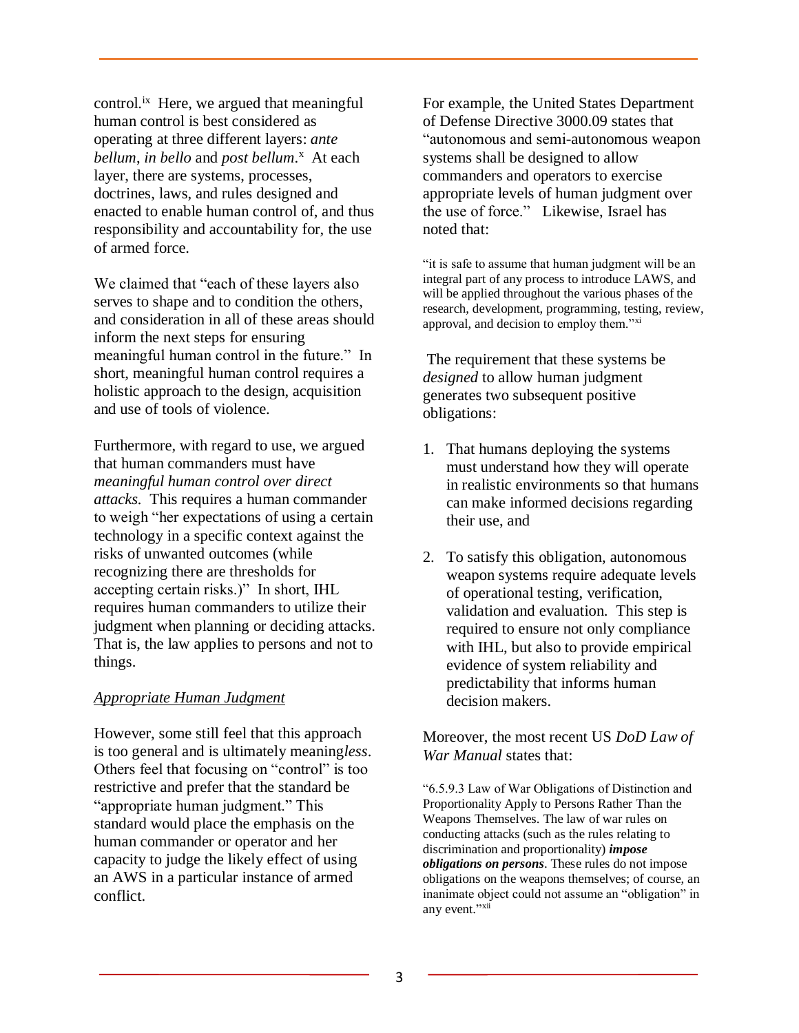control.[ix] Here, we argued that meaningful human control is best considered as operating at three different layers: *ante bellum*, *in bello* and *post bellum*.[x] At each layer, there are systems, processes, doctrines, laws, and rules designed and enacted to enable human control of, and thus responsibility and accountability for, the use of armed force.

We claimed that "each of these layers also serves to shape and to condition the others, and consideration in all of these areas should inform the next steps for ensuring meaningful human control in the future." In short, meaningful human control requires a holistic approach to the design, acquisition and use of tools of violence.

Furthermore, with regard to use, we argued that human commanders must have *meaningful human control over direct attacks.* This requires a human commander to weigh "her expectations of using a certain technology in a specific context against the risks of unwanted outcomes (while recognizing there are thresholds for accepting certain risks.)" In short, IHL requires human commanders to utilize their judgment when planning or deciding attacks. That is, the law applies to persons and not to things.

### Appropriate Human Judgment

However, some still feel that this approach is too general and is ultimately meaning*less*. Others feel that focusing on "control" is too restrictive and prefer that the standard be "appropriate human judgment." This standard would place the emphasis on the human commander or operator and her capacity to judge the likely effect of using an AWS in a particular instance of armed conflict.

For example, the United States Department of Defense Directive 3000.09 states that "autonomous and semi-autonomous weapon systems shall be designed to allow commanders and operators to exercise appropriate levels of human judgment over the use of force." Likewise, Israel has noted that:

> "it is safe to assume that human judgment will be an integral part of any process to introduce LAWS, and will be applied throughout the various phases of the research, development, programming, testing, review, approval, and decision to employ them."[xi]

The requirement that these systems be *designed* to allow human judgment generates two subsequent positive obligations:

1. That humans deploying the systems must understand how they will operate in realistic environments so that humans can make informed decisions regarding their use, and
2. To satisfy this obligation, autonomous weapon systems require adequate levels of operational testing, verification, validation and evaluation. This step is required to ensure not only compliance with IHL, but also to provide empirical evidence of system reliability and predictability that informs human decision makers.

Moreover, the most recent US *DoD Law of War Manual* states that:

> "6.5.9.3 Law of War Obligations of Distinction and Proportionality Apply to Persons Rather Than the Weapons Themselves. The law of war rules on conducting attacks (such as the rules relating to discrimination and proportionality) ***impose obligations on persons***. These rules do not impose obligations on the weapons themselves; of course, an inanimate object could not assume an "obligation" in any event."[xii]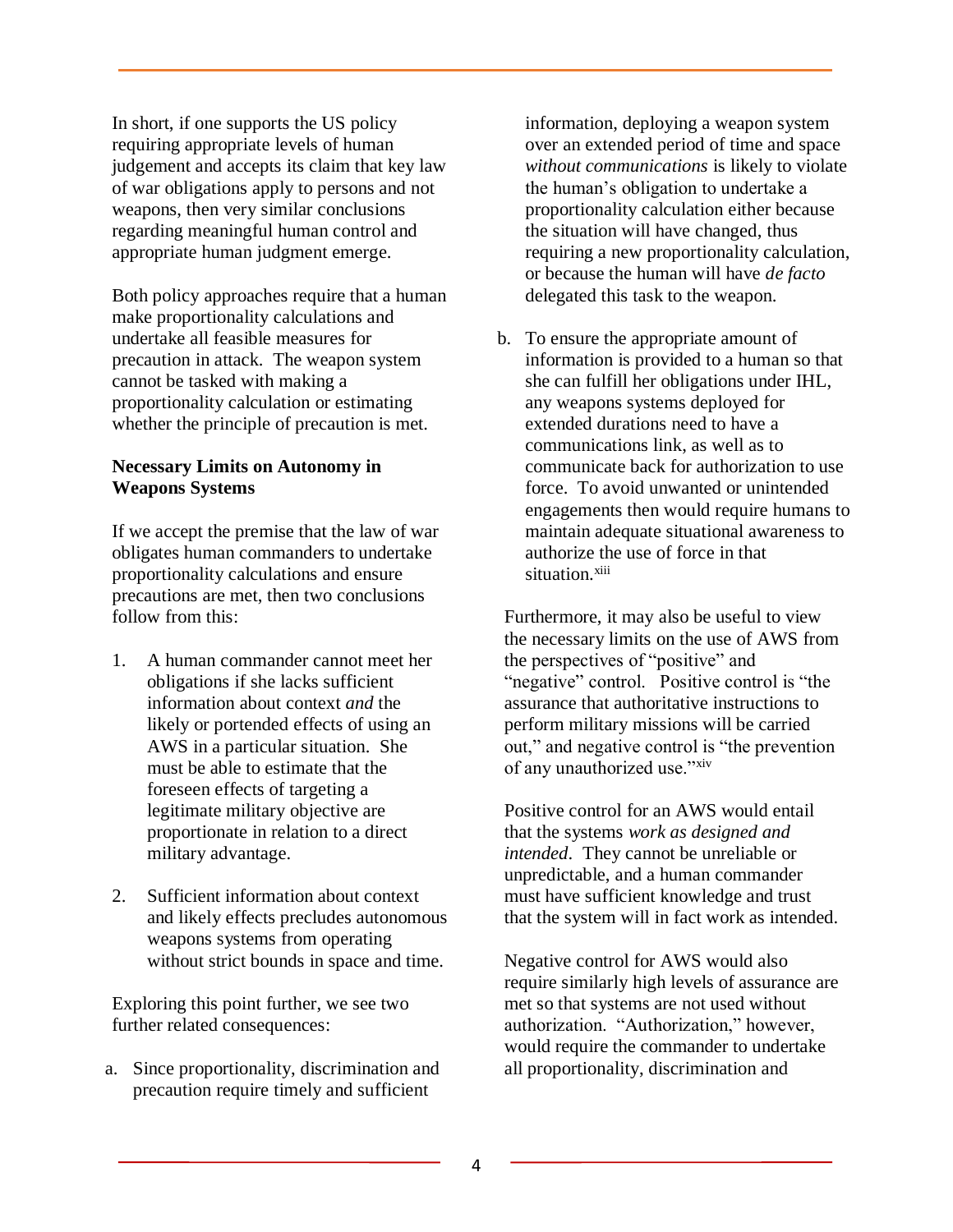In short, if one supports the US policy requiring appropriate levels of human judgement and accepts its claim that key law of war obligations apply to persons and not weapons, then very similar conclusions regarding meaningful human control and appropriate human judgment emerge.

Both policy approaches require that a human make proportionality calculations and undertake all feasible measures for precaution in attack. The weapon system cannot be tasked with making a proportionality calculation or estimating whether the principle of precaution is met.

**Necessary Limits on Autonomy in Weapons Systems**

If we accept the premise that the law of war obligates human commanders to undertake proportionality calculations and ensure precautions are met, then two conclusions follow from this:

1. A human commander cannot meet her obligations if she lacks sufficient information about context *and* the likely or portended effects of using an AWS in a particular situation. She must be able to estimate that the foreseen effects of targeting a legitimate military objective are proportionate in relation to a direct military advantage.
2. Sufficient information about context and likely effects precludes autonomous weapons systems from operating without strict bounds in space and time.

Exploring this point further, we see two further related consequences:

a. Since proportionality, discrimination and precaution require timely and sufficient information, deploying a weapon system over an extended period of time and space *without communications* is likely to violate the human's obligation to undertake a proportionality calculation either because the situation will have changed, thus requiring a new proportionality calculation, or because the human will have *de facto* delegated this task to the weapon.

b. To ensure the appropriate amount of information is provided to a human so that she can fulfill her obligations under IHL, any weapons systems deployed for extended durations need to have a communications link, as well as to communicate back for authorization to use force. To avoid unwanted or unintended engagements then would require humans to maintain adequate situational awareness to authorize the use of force in that situation.[xiii]

Furthermore, it may also be useful to view the necessary limits on the use of AWS from the perspectives of "positive" and "negative" control. Positive control is "the assurance that authoritative instructions to perform military missions will be carried out," and negative control is "the prevention of any unauthorized use."[xiv]

Positive control for an AWS would entail that the systems *work as designed and intended*. They cannot be unreliable or unpredictable, and a human commander must have sufficient knowledge and trust that the system will in fact work as intended.

Negative control for AWS would also require similarly high levels of assurance are met so that systems are not used without authorization. "Authorization," however, would require the commander to undertake all proportionality, discrimination and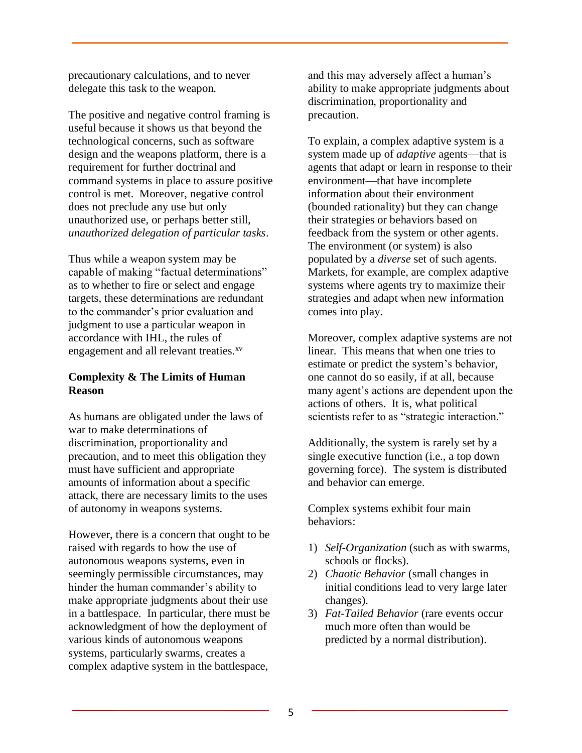precautionary calculations, and to never delegate this task to the weapon.

The positive and negative control framing is useful because it shows us that beyond the technological concerns, such as software design and the weapons platform, there is a requirement for further doctrinal and command systems in place to assure positive control is met. Moreover, negative control does not preclude any use but only unauthorized use, or perhaps better still, *unauthorized delegation of particular tasks*.

Thus while a weapon system may be capable of making "factual determinations" as to whether to fire or select and engage targets, these determinations are redundant to the commander's prior evaluation and judgment to use a particular weapon in accordance with IHL, the rules of engagement and all relevant treaties.[xv]

### Complexity & The Limits of Human Reason

As humans are obligated under the laws of war to make determinations of discrimination, proportionality and precaution, and to meet this obligation they must have sufficient and appropriate amounts of information about a specific attack, there are necessary limits to the uses of autonomy in weapons systems.

However, there is a concern that ought to be raised with regards to how the use of autonomous weapons systems, even in seemingly permissible circumstances, may hinder the human commander's ability to make appropriate judgments about their use in a battlespace. In particular, there must be acknowledgment of how the deployment of various kinds of autonomous weapons systems, particularly swarms, creates a complex adaptive system in the battlespace, and this may adversely affect a human's ability to make appropriate judgments about discrimination, proportionality and precaution.

To explain, a complex adaptive system is a system made up of *adaptive* agents—that is agents that adapt or learn in response to their environment—that have incomplete information about their environment (bounded rationality) but they can change their strategies or behaviors based on feedback from the system or other agents. The environment (or system) is also populated by a *diverse* set of such agents. Markets, for example, are complex adaptive systems where agents try to maximize their strategies and adapt when new information comes into play.

Moreover, complex adaptive systems are not linear. This means that when one tries to estimate or predict the system's behavior, one cannot do so easily, if at all, because many agent's actions are dependent upon the actions of others. It is, what political scientists refer to as "strategic interaction."

Additionally, the system is rarely set by a single executive function (i.e., a top down governing force). The system is distributed and behavior can emerge.

Complex systems exhibit four main behaviors:

1) *Self-Organization* (such as with swarms, schools or flocks).
2) *Chaotic Behavior* (small changes in initial conditions lead to very large later changes).
3) *Fat-Tailed Behavior* (rare events occur much more often than would be predicted by a normal distribution).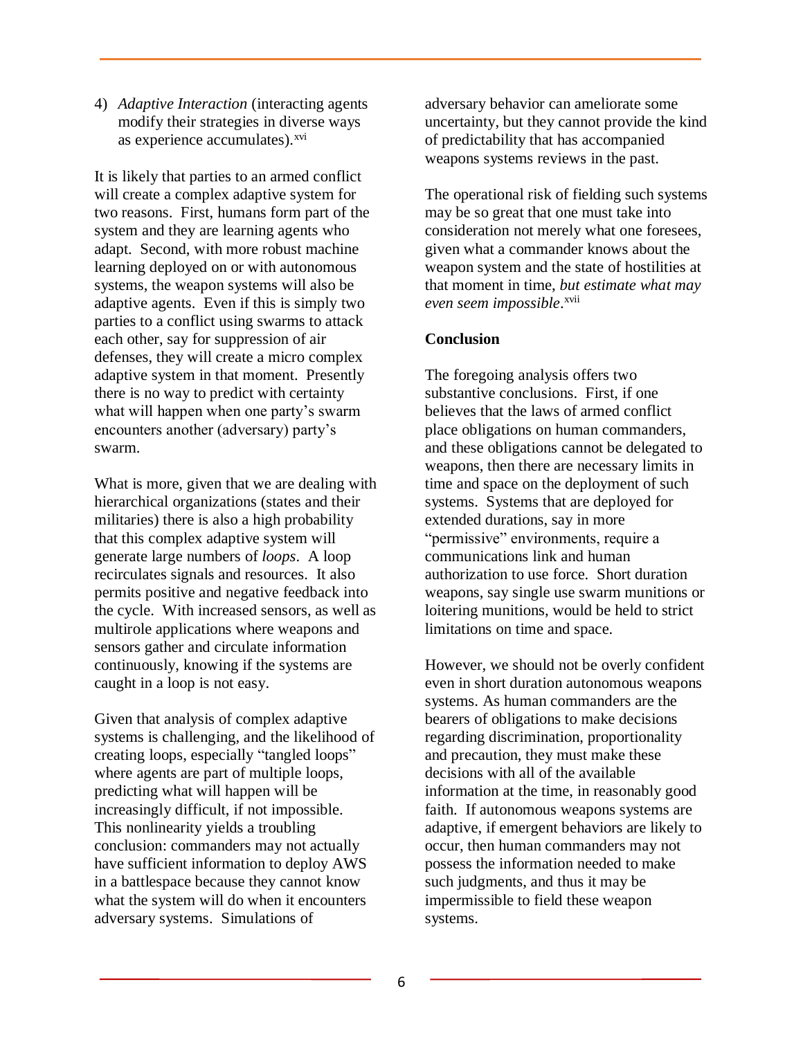4) *Adaptive Interaction* (interacting agents modify their strategies in diverse ways as experience accumulates).[xvi]

It is likely that parties to an armed conflict will create a complex adaptive system for two reasons. First, humans form part of the system and they are learning agents who adapt. Second, with more robust machine learning deployed on or with autonomous systems, the weapon systems will also be adaptive agents. Even if this is simply two parties to a conflict using swarms to attack each other, say for suppression of air defenses, they will create a micro complex adaptive system in that moment. Presently there is no way to predict with certainty what will happen when one party's swarm encounters another (adversary) party's swarm.

What is more, given that we are dealing with hierarchical organizations (states and their militaries) there is also a high probability that this complex adaptive system will generate large numbers of *loops*. A loop recirculates signals and resources. It also permits positive and negative feedback into the cycle. With increased sensors, as well as multirole applications where weapons and sensors gather and circulate information continuously, knowing if the systems are caught in a loop is not easy.

Given that analysis of complex adaptive systems is challenging, and the likelihood of creating loops, especially "tangled loops" where agents are part of multiple loops, predicting what will happen will be increasingly difficult, if not impossible. This nonlinearity yields a troubling conclusion: commanders may not actually have sufficient information to deploy AWS in a battlespace because they cannot know what the system will do when it encounters adversary systems. Simulations of adversary behavior can ameliorate some uncertainty, but they cannot provide the kind of predictability that has accompanied weapons systems reviews in the past.

The operational risk of fielding such systems may be so great that one must take into consideration not merely what one foresees, given what a commander knows about the weapon system and the state of hostilities at that moment in time, *but estimate what may even seem impossible*.[xvii]

**Conclusion**

The foregoing analysis offers two substantive conclusions. First, if one believes that the laws of armed conflict place obligations on human commanders, and these obligations cannot be delegated to weapons, then there are necessary limits in time and space on the deployment of such systems. Systems that are deployed for extended durations, say in more "permissive" environments, require a communications link and human authorization to use force. Short duration weapons, say single use swarm munitions or loitering munitions, would be held to strict limitations on time and space.

However, we should not be overly confident even in short duration autonomous weapons systems. As human commanders are the bearers of obligations to make decisions regarding discrimination, proportionality and precaution, they must make these decisions with all of the available information at the time, in reasonably good faith. If autonomous weapons systems are adaptive, if emergent behaviors are likely to occur, then human commanders may not possess the information needed to make such judgments, and thus it may be impermissible to field these weapon systems.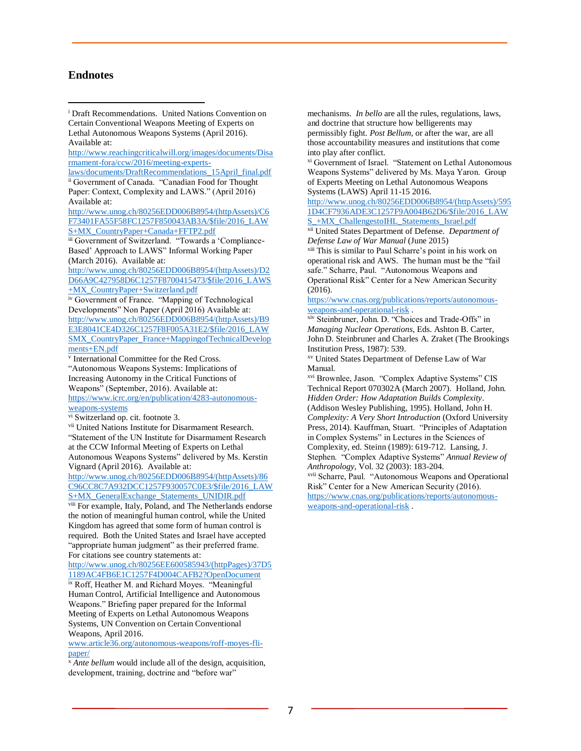## Endnotes

[i] Draft Recommendations. United Nations Convention on Certain Conventional Weapons Meeting of Experts on Lethal Autonomous Weapons Systems (April 2016). Available at: http://www.reachingcriticalwill.org/images/documents/Disarmament-fora/ccw/2016/meeting-experts-laws/documents/DraftRecommendations_15April_final.pdf

[ii] Government of Canada. "Canadian Food for Thought Paper: Context, Complexity and LAWS." (April 2016) Available at: http://www.unog.ch/80256EDD006B8954/(httpAssets)/C6F73401FA55F58FC1257F850043AB3A/$file/2016_LAWS+MX_CountryPaper+Canada+FFTP2.pdf

[iii] Government of Switzerland. "Towards a 'Compliance-Based' Approach to LAWS" Informal Working Paper (March 2016). Available at: http://www.unog.ch/80256EDD006B8954/(httpAssets)/D2D66A9C427958D6C1257F8700415473/$file/2016_LAWS+MX_CountryPaper+Switzerland.pdf

[iv] Government of France. "Mapping of Technological Developments" Non Paper (April 2016) Available at: http://www.unog.ch/80256EDD006B8954/(httpAssets)/B9E3E8041CE4D326C1257F8F005A31E2/$file/2016_LAWSMX_CountryPaper_France+MappingofTechnicalDevelopments+EN.pdf

[v] International Committee for the Red Cross. "Autonomous Weapons Systems: Implications of Increasing Autonomy in the Critical Functions of Weapons" (September, 2016). Available at: https://www.icrc.org/en/publication/4283-autonomous-weapons-systems

[vi] Switzerland op. cit. footnote 3.

[vii] United Nations Institute for Disarmament Research. "Statement of the UN Institute for Disarmament Research at the CCW Informal Meeting of Experts on Lethal Autonomous Weapons Systems" delivered by Ms. Kerstin Vignard (April 2016). http://www.unog.ch/80256EDD006B8954/(httpAssets)/86C96CC8C7A932DCC1257F930057C0E3/$file/2016_LAWS+MX_GeneralExchange_Statements_UNIDIR.pdf

[viii] For example, Italy, Poland, and The Netherlands endorse the notion of meaningful human control, while the United Kingdom has agreed that some form of human control is required. Both the United States and Israel have accepted "appropriate human judgment" as their preferred frame. For citations see country statements at: http://www.unog.ch/80256EE600585943/(httpPages)/37D51189AC4FB6E1C1257F4D004CAFB2?OpenDocument

[ix] Roff, Heather M. and Richard Moyes. "Meaningful Human Control, Artificial Intelligence and Autonomous Weapons." Briefing paper prepared for the Informal Meeting of Experts on Lethal Autonomous Weapons Systems, UN Convention on Certain Conventional Weapons, April 2016. www.article36.org/autonomous-weapons/roff-moyes-fli-paper/

[x] *Ante bellum* would include all of the design, acquisition, development, training, doctrine and "before war" mechanisms. *In bello* are all the rules, regulations, laws, and doctrine that structure how belligerents may permissibly fight. *Post Bellum*, or after the war, are all those accountability measures and institutions that come into play after conflict.

[xi] Government of Israel. "Statement on Lethal Autonomous Weapons Systems" delivered by Ms. Maya Yaron. Group of Experts Meeting on Lethal Autonomous Weapons Systems (LAWS) April 11-15 2016. http://www.unog.ch/80256EDD006B8954/(httpAssets)/5951D4CF7936ADE3C1257F9A004B62D6/$file/2016_LAWS_+MX_ChallengestoIHL_Statements_Israel.pdf

[xii] United States Department of Defense. *Department of Defense Law of War Manual* (June 2015)

[xiii] This is similar to Paul Scharre's point in his work on operational risk and AWS. The human must be the "fail safe." Scharre, Paul. "Autonomous Weapons and Operational Risk" Center for a New American Security (2016). https://www.cnas.org/publications/reports/autonomous-weapons-and-operational-risk .

[xiv] Steinbruner, John. D. "Choices and Trade-Offs" in *Managing Nuclear Operations*, Eds. Ashton B. Carter, John D. Steinbruner and Charles A. Zraket (The Brookings Institution Press, 1987): 539.

[xv] United States Department of Defense Law of War Manual.

[xvi] Brownlee, Jason. "Complex Adaptive Systems" CIS Technical Report 070302A (March 2007). Holland, John. *Hidden Order: How Adaptation Builds Complexity*. (Addison Wesley Publishing, 1995). Holland, John H. *Complexity: A Very Short Introduction* (Oxford University Press, 2014). Kauffman, Stuart. "Principles of Adaptation in Complex Systems" in Lectures in the Sciences of Complexity, ed. Steinn (1989): 619-712. Lansing, J. Stephen. "Complex Adaptive Systems" *Annual Review of Anthropology*, Vol. 32 (2003): 183-204.

[xvii] Scharre, Paul. "Autonomous Weapons and Operational Risk" Center for a New American Security (2016). https://www.cnas.org/publications/reports/autonomous-weapons-and-operational-risk .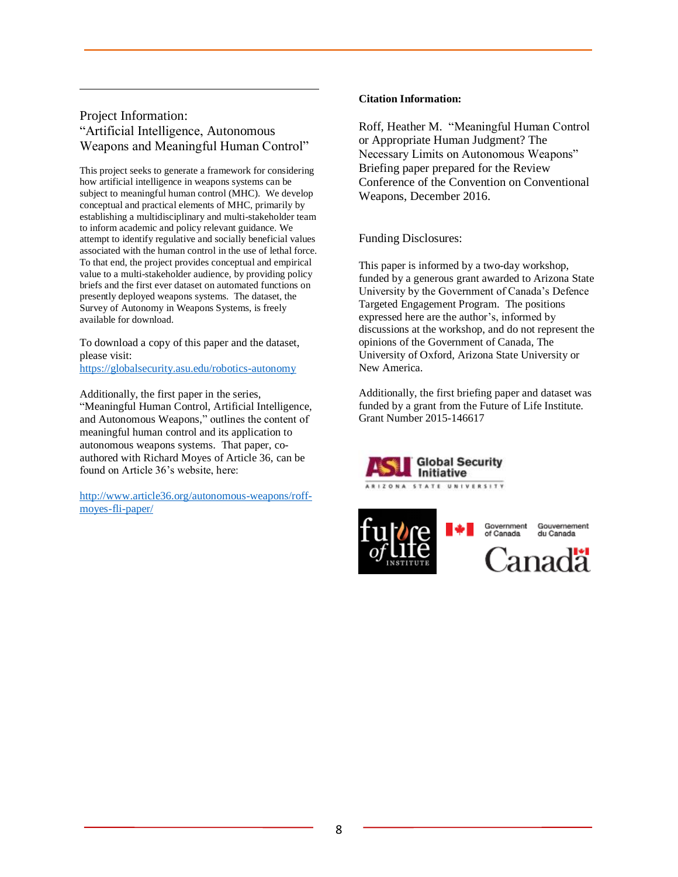## Project Information: "Artificial Intelligence, Autonomous Weapons and Meaningful Human Control"

This project seeks to generate a framework for considering how artificial intelligence in weapons systems can be subject to meaningful human control (MHC). We develop conceptual and practical elements of MHC, primarily by establishing a multidisciplinary and multi-stakeholder team to inform academic and policy relevant guidance. We attempt to identify regulative and socially beneficial values associated with the human control in the use of lethal force. To that end, the project provides conceptual and empirical value to a multi-stakeholder audience, by providing policy briefs and the first ever dataset on automated functions on presently deployed weapons systems. The dataset, the Survey of Autonomy in Weapons Systems, is freely available for download.

To download a copy of this paper and the dataset, please visit: https://globalsecurity.asu.edu/robotics-autonomy

Additionally, the first paper in the series, "Meaningful Human Control, Artificial Intelligence, and Autonomous Weapons," outlines the content of meaningful human control and its application to autonomous weapons systems. That paper, co-authored with Richard Moyes of Article 36, can be found on Article 36's website, here:

http://www.article36.org/autonomous-weapons/roff-moyes-fli-paper/

**Citation Information:**

Roff, Heather M. "Meaningful Human Control or Appropriate Human Judgment? The Necessary Limits on Autonomous Weapons" Briefing paper prepared for the Review Conference of the Convention on Conventional Weapons, December 2016.

## Funding Disclosures:

This paper is informed by a two-day workshop, funded by a generous grant awarded to Arizona State University by the Government of Canada's Defence Targeted Engagement Program. The positions expressed here are the author's, informed by discussions at the workshop, and do not represent the opinions of the Government of Canada, The University of Oxford, Arizona State University or New America.

Additionally, the first briefing paper and dataset was funded by a grant from the Future of Life Institute. Grant Number 2015-146617

ASU Global Security Initiative
ARIZONA STATE UNIVERSITY

future of life INSTITUTE

Government of Canada Gouvernement du Canada

Canada